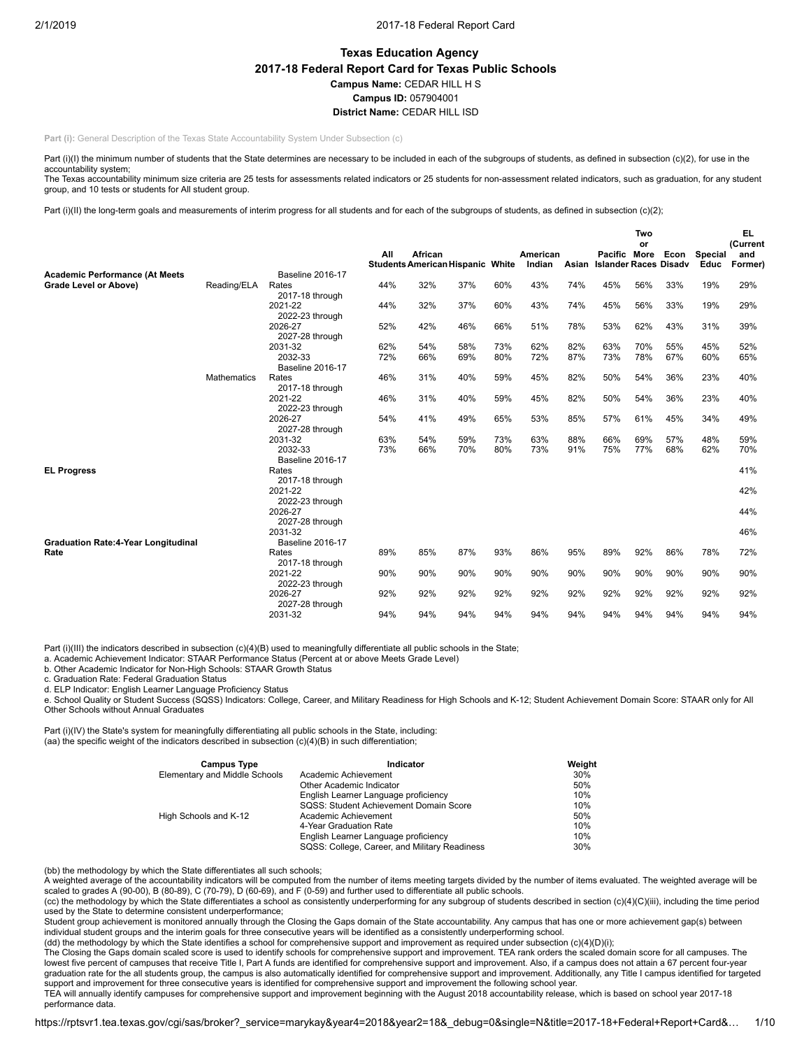# Texas Education Agency

## 2017-18 Federal Report Card for Texas Public Schools

**Campus Name:** CEDAR HILL H S

**Campus ID:** 057904001

**District Name:** CEDAR HILL ISD

**Part (i):** General Description of the Texas State Accountability System Under Subsection (c)

Part (i)(I) the minimum number of students that the State determines are necessary to be included in each of the subgroups of students, as defined in subsection (c)(2), for use in the accountability system;
The Texas accountability minimum size criteria are 25 tests for assessments related indicators or 25 students for non-assessment related indicators, such as graduation, for any student group, and 10 tests or students for All student group.

Part (i)(II) the long-term goals and measurements of interim progress for all students and for each of the subgroups of students, as defined in subsection (c)(2);

| | | | All Students | African American | Hispanic | White | American Indian | Asian | Pacific Islander | Two or More Races | Econ Disadv | Special Educ | EL (Current and Former) |
|---|---|---|---|---|---|---|---|---|---|---|---|---|---|
| **Academic Performance (At Meets Grade Level or Above)** | Reading/ELA | Baseline 2016-17 Rates | 44% | 32% | 37% | 60% | 43% | 74% | 45% | 56% | 33% | 19% | 29% |
| | | 2017-18 through 2021-22 | 44% | 32% | 37% | 60% | 43% | 74% | 45% | 56% | 33% | 19% | 29% |
| | | 2022-23 through 2026-27 | 52% | 42% | 46% | 66% | 51% | 78% | 53% | 62% | 43% | 31% | 39% |
| | | 2027-28 through 2031-32 | 62% | 54% | 58% | 73% | 62% | 82% | 63% | 70% | 55% | 45% | 52% |
| | | 2032-33 | 72% | 66% | 69% | 80% | 72% | 87% | 73% | 78% | 67% | 60% | 65% |
| | Mathematics | Baseline 2016-17 Rates | 46% | 31% | 40% | 59% | 45% | 82% | 50% | 54% | 36% | 23% | 40% |
| | | 2017-18 through 2021-22 | 46% | 31% | 40% | 59% | 45% | 82% | 50% | 54% | 36% | 23% | 40% |
| | | 2022-23 through 2026-27 | 54% | 41% | 49% | 65% | 53% | 85% | 57% | 61% | 45% | 34% | 49% |
| | | 2027-28 through 2031-32 | 63% | 54% | 59% | 73% | 63% | 88% | 66% | 69% | 57% | 48% | 59% |
| | | 2032-33 | 73% | 66% | 70% | 80% | 73% | 91% | 75% | 77% | 68% | 62% | 70% |
| **EL Progress** | | Baseline 2016-17 Rates | | | | | | | | | | | 41% |
| | | 2017-18 through 2021-22 | | | | | | | | | | | 42% |
| | | 2022-23 through 2026-27 | | | | | | | | | | | 44% |
| | | 2027-28 through 2031-32 | | | | | | | | | | | 46% |
| **Graduation Rate:4-Year Longitudinal Rate** | | Baseline 2016-17 Rates | 89% | 85% | 87% | 93% | 86% | 95% | 89% | 92% | 86% | 78% | 72% |
| | | 2017-18 through 2021-22 | 90% | 90% | 90% | 90% | 90% | 90% | 90% | 90% | 90% | 90% | 90% |
| | | 2022-23 through 2026-27 | 92% | 92% | 92% | 92% | 92% | 92% | 92% | 92% | 92% | 92% | 92% |
| | | 2027-28 through 2031-32 | 94% | 94% | 94% | 94% | 94% | 94% | 94% | 94% | 94% | 94% | 94% |

Part (i)(III) the indicators described in subsection (c)(4)(B) used to meaningfully differentiate all public schools in the State;
a. Academic Achievement Indicator: STAAR Performance Status (Percent at or above Meets Grade Level)
b. Other Academic Indicator for Non-High Schools: STAAR Growth Status
c. Graduation Rate: Federal Graduation Status
d. ELP Indicator: English Learner Language Proficiency Status
e. School Quality or Student Success (SQSS) Indicators: College, Career, and Military Readiness for High Schools and K-12; Student Achievement Domain Score: STAAR only for All Other Schools without Annual Graduates

Part (i)(IV) the State's system for meaningfully differentiating all public schools in the State, including:
(aa) the specific weight of the indicators described in subsection (c)(4)(B) in such differentiation;

| Campus Type | Indicator | Weight |
|---|---|---|
| Elementary and Middle Schools | Academic Achievement | 30% |
| | Other Academic Indicator | 50% |
| | English Learner Language proficiency | 10% |
| | SQSS: Student Achievement Domain Score | 10% |
| High Schools and K-12 | Academic Achievement | 50% |
| | 4-Year Graduation Rate | 10% |
| | English Learner Language proficiency | 10% |
| | SQSS: College, Career, and Military Readiness | 30% |

(bb) the methodology by which the State differentiates all such schools;
A weighted average of the accountability indicators will be computed from the number of items meeting targets divided by the number of items evaluated. The weighted average will be scaled to grades A (90-00), B (80-89), C (70-79), D (60-69), and F (0-59) and further used to differentiate all public schools.
(cc) the methodology by which the State differentiates a school as consistently underperforming for any subgroup of students described in section (c)(4)(C)(iii), including the time period used by the State to determine consistent underperformance;
Student group achievement is monitored annually through the Closing the Gaps domain of the State accountability. Any campus that has one or more achievement gap(s) between individual student groups and the interim goals for three consecutive years will be identified as a consistently underperforming school.
(dd) the methodology by which the State identifies a school for comprehensive support and improvement as required under subsection (c)(4)(D)(i);
The Closing the Gaps domain scaled score is used to identify schools for comprehensive support and improvement. TEA rank orders the scaled domain score for all campuses. The lowest five percent of campuses that receive Title I, Part A funds are identified for comprehensive support and improvement. Also, if a campus does not attain a 67 percent four-year graduation rate for the all students group, the campus is also automatically identified for comprehensive support and improvement. Additionally, any Title I campus identified for targeted support and improvement for three consecutive years is identified for comprehensive support and improvement the following school year.
TEA will annually identify campuses for comprehensive support and improvement beginning with the August 2018 accountability release, which is based on school year 2017-18 performance data.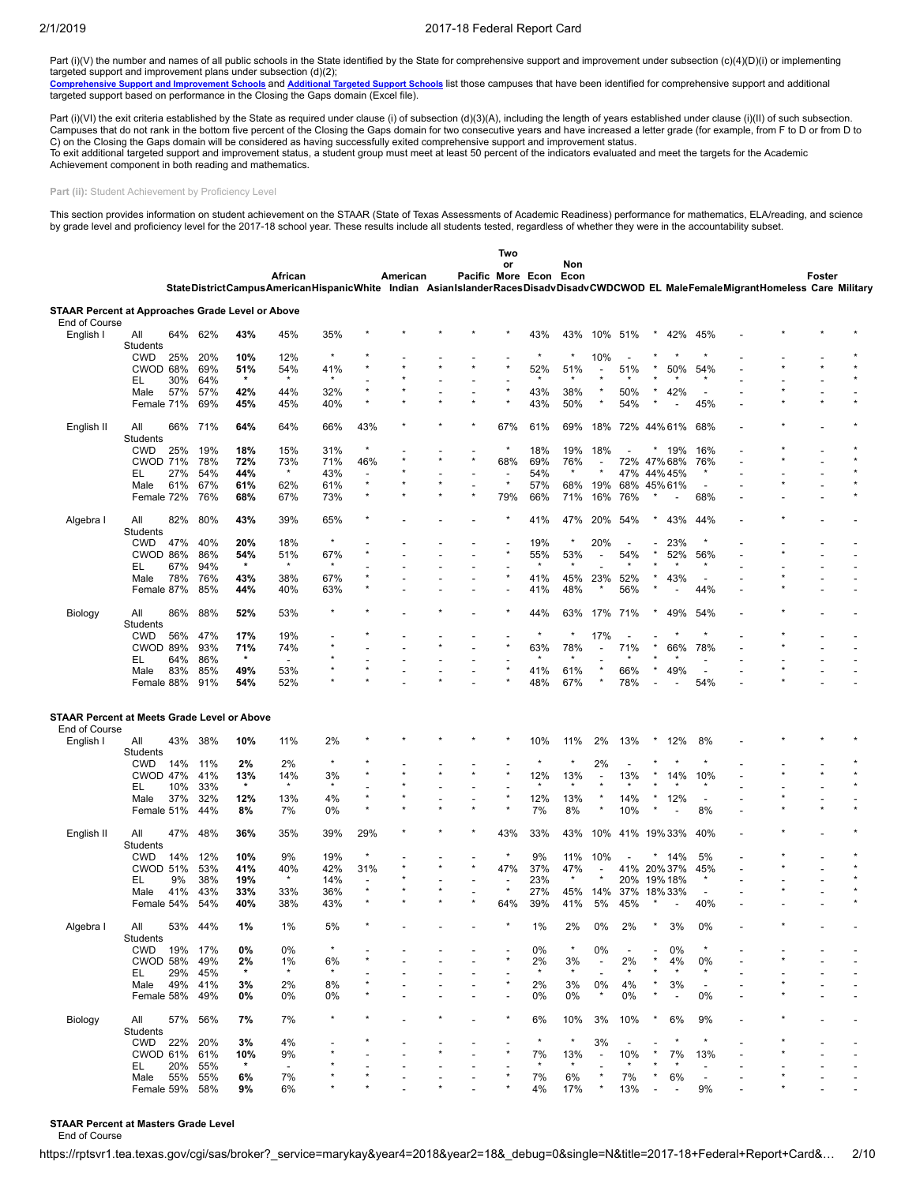Part (i)(V) the number and names of all public schools in the State identified by the State for comprehensive support and improvement under subsection (c)(4)(D)(i) or implementing targeted support and improvement plans under subsection (d)(2);
**Comprehensive Support and Improvement Schools** and **Additional Targeted Support Schools** list those campuses that have been identified for comprehensive support and additional targeted support based on performance in the Closing the Gaps domain (Excel file).

Part (i)(VI) the exit criteria established by the State as required under clause (i) of subsection (d)(3)(A), including the length of years established under clause (i)(II) of such subsection. Campuses that do not rank in the bottom five percent of the Closing the Gaps domain for two consecutive years and have increased a letter grade (for example, from F to D or from D to C) on the Closing the Gaps domain will be considered as having successfully exited comprehensive support and improvement status.
To exit additional targeted support and improvement status, a student group must meet at least 50 percent of the indicators evaluated and meet the targets for the Academic Achievement component in both reading and mathematics.

**Part (ii):** Student Achievement by Proficiency Level

This section provides information on student achievement on the STAAR (State of Texas Assessments of Academic Readiness) performance for mathematics, ELA/reading, and science by grade level and proficiency level for the 2017-18 school year. These results include all students tested, regardless of whether they were in the accountability subset.

| | | State | District | Campus | African American | Hispanic | White | American Indian | Asian | Pacific Islander | Two or More Races | Econ Disadv | Non Econ Disadv | CWD | CWOD | EL | Male | Female | Migrant | Homeless | Foster Care | Military |
|---|---|---|---|---|---|---|---|---|---|---|---|---|---|---|---|---|---|---|---|---|---|---|
| **STAAR Percent at Approaches Grade Level or Above** | | | | | | | | | | | | | | | | | | | | | | |
| End of Course | | | | | | | | | | | | | | | | | | | | | | |
| English I | All Students | 64% | 62% | **43%** | 45% | 35% | * | * | * | * | * | 43% | 43% | 10% | 51% | * | 42% | 45% | - | * | * | * |
| | CWD | 25% | 20% | **10%** | 12% | * | * | - | - | - | - | * | * | 10% | - | * | * | * | - | - | - | * |
| | CWOD | 68% | 69% | **51%** | 54% | 41% | * | * | * | * | * | 52% | 51% | - | 51% | * | 50% | 54% | - | * | * | * |
| | EL | 30% | 64% | * | * | * | - | * | - | - | - | * | * | * | * | * | * | * | - | - | - | * |
| | Male | 57% | 57% | **42%** | 44% | 32% | * | * | - | - | * | 43% | 38% | * | 50% | * | 42% | - | - | * | - | - |
| | Female | 71% | 69% | **45%** | 45% | 40% | * | * | * | * | * | 43% | 50% | * | 54% | * | - | 45% | - | * | * | * |
| English II | All Students | 66% | 71% | **64%** | 64% | 66% | 43% | * | * | * | 67% | 61% | 69% | 18% | 72% | 44% | 61% | 68% | - | * | - | * |
| | CWD | 25% | 19% | **18%** | 15% | 31% | * | - | - | - | * | 18% | 19% | 18% | - | * | 19% | 16% | - | * | - | * |
| | CWOD | 71% | 78% | **72%** | 73% | 71% | 46% | * | * | * | 68% | 69% | 76% | - | 72% | 47% | 68% | 76% | - | * | - | * |
| | EL | 27% | 54% | **44%** | * | 43% | - | * | - | - | - | 54% | * | * | 47% | 44% | 45% | * | - | - | - | * |
| | Male | 61% | 67% | **61%** | 62% | 61% | * | * | * | - | * | 57% | 68% | 19% | 68% | 45% | 61% | - | - | * | - | * |
| | Female | 72% | 76% | **68%** | 67% | 73% | * | * | * | * | 79% | 66% | 71% | 16% | 76% | * | - | 68% | - | - | - | * |
| Algebra I | All Students | 82% | 80% | **43%** | 39% | 65% | * | - | - | - | * | 41% | 47% | 20% | 54% | * | 43% | 44% | - | * | - | - |
| | CWD | 47% | 40% | **20%** | 18% | * | - | - | - | - | - | 19% | * | 20% | - | - | 23% | * | - | - | - | - |
| | CWOD | 86% | 86% | **54%** | 51% | 67% | * | - | - | - | * | 55% | 53% | - | 54% | * | 52% | 56% | - | * | - | - |
| | EL | 67% | 94% | * | * | * | - | - | - | - | - | * | * | - | * | * | * | * | - | - | - | - |
| | Male | 78% | 76% | **43%** | 38% | 67% | * | - | - | - | * | 41% | 45% | 23% | 52% | * | 43% | - | - | * | - | - |
| | Female | 87% | 85% | **44%** | 40% | 63% | * | - | - | - | - | 41% | 48% | * | 56% | * | - | 44% | - | * | - | - |
| Biology | All Students | 86% | 88% | **52%** | 53% | * | * | - | * | - | * | 44% | 63% | 17% | 71% | * | 49% | 54% | - | * | - | - |
| | CWD | 56% | 47% | **17%** | 19% | - | * | - | - | - | - | * | * | 17% | - | - | * | * | - | * | - | - |
| | CWOD | 89% | 93% | **71%** | 74% | * | - | - | * | - | * | 63% | 78% | - | 71% | * | 66% | 78% | - | * | - | - |
| | EL | 64% | 86% | * | - | * | - | - | - | - | - | * | * | - | * | * | * | - | - | - | - | - |
| | Male | 83% | 85% | **49%** | 53% | * | * | - | - | - | * | 41% | 61% | * | 66% | * | 49% | - | - | * | - | - |
| | Female | 88% | 91% | **54%** | 52% | * | * | - | * | - | * | 48% | 67% | * | 78% | - | - | 54% | - | * | - | - |
| **STAAR Percent at Meets Grade Level or Above** | | | | | | | | | | | | | | | | | | | | | | |
| End of Course | | | | | | | | | | | | | | | | | | | | | | |
| English I | All Students | 43% | 38% | **10%** | 11% | 2% | * | * | * | * | * | 10% | 11% | 2% | 13% | * | 12% | 8% | - | * | * | * |
| | CWD | 14% | 11% | **2%** | 2% | * | * | - | - | - | - | * | * | 2% | - | * | * | * | - | - | - | * |
| | CWOD | 47% | 41% | **13%** | 14% | 3% | * | * | * | * | * | 12% | 13% | - | 13% | * | 14% | 10% | - | * | * | * |
| | EL | 10% | 33% | * | * | * | - | * | - | - | - | * | * | * | * | * | * | * | - | - | - | * |
| | Male | 37% | 32% | **12%** | 13% | 4% | * | * | - | - | * | 12% | 13% | * | 14% | * | 12% | - | - | * | - | - |
| | Female | 51% | 44% | **8%** | 7% | 0% | * | * | * | * | * | 7% | 8% | * | 10% | * | - | 8% | - | * | * | * |
| English II | All Students | 47% | 48% | **36%** | 35% | 39% | 29% | * | * | * | 43% | 33% | 43% | 10% | 41% | 19% | 33% | 40% | - | * | - | * |
| | CWD | 14% | 12% | **10%** | 9% | 19% | * | - | - | - | * | 9% | 11% | 10% | - | * | 14% | 5% | - | * | - | * |
| | CWOD | 51% | 53% | **41%** | 40% | 42% | 31% | * | * | * | 47% | 37% | 47% | - | 41% | 20% | 37% | 45% | - | * | - | * |
| | EL | 9% | 38% | **19%** | * | 14% | - | * | - | - | - | 23% | * | * | 20% | 19% | 18% | * | - | - | - | * |
| | Male | 41% | 43% | **33%** | 33% | 36% | * | * | * | - | * | 27% | 45% | 14% | 37% | 18% | 33% | - | - | * | - | * |
| | Female | 54% | 54% | **40%** | 38% | 43% | * | * | * | * | 64% | 39% | 41% | 5% | 45% | * | - | 40% | - | - | - | * |
| Algebra I | All Students | 53% | 44% | **1%** | 1% | 5% | * | - | - | - | * | 1% | 2% | 0% | 2% | * | 3% | 0% | - | * | - | - |
| | CWD | 19% | 17% | **0%** | 0% | * | - | - | - | - | - | 0% | * | 0% | - | - | 0% | * | - | - | - | - |
| | CWOD | 58% | 49% | **2%** | 1% | 6% | * | - | - | - | * | 2% | 3% | - | 2% | * | 4% | 0% | - | * | - | - |
| | EL | 29% | 45% | * | * | * | - | - | - | - | - | * | * | - | * | * | * | * | - | - | - | - |
| | Male | 49% | 41% | **3%** | 2% | 8% | * | - | - | - | * | 2% | 3% | 0% | 4% | * | 3% | - | - | * | - | - |
| | Female | 58% | 49% | **0%** | 0% | 0% | * | - | - | - | - | 0% | 0% | * | 0% | * | - | 0% | - | * | - | - |
| Biology | All Students | 57% | 56% | **7%** | 7% | * | * | - | * | - | * | 6% | 10% | 3% | 10% | * | 6% | 9% | - | * | - | - |
| | CWD | 22% | 20% | **3%** | 4% | - | * | - | - | - | - | * | * | 3% | - | - | * | * | - | * | - | - |
| | CWOD | 61% | 61% | **10%** | 9% | * | - | - | * | - | * | 7% | 13% | - | 10% | * | 7% | 13% | - | * | - | - |
| | EL | 20% | 55% | * | - | * | - | - | - | - | - | * | * | - | * | * | * | - | - | - | - | - |
| | Male | 55% | 55% | **6%** | 7% | * | * | - | - | - | * | 7% | 6% | * | 7% | * | 6% | - | - | * | - | - |
| | Female | 59% | 58% | **9%** | 6% | * | * | - | * | - | * | 4% | 17% | * | 13% | - | - | 9% | - | * | - | - |

**STAAR Percent at Masters Grade Level**
End of Course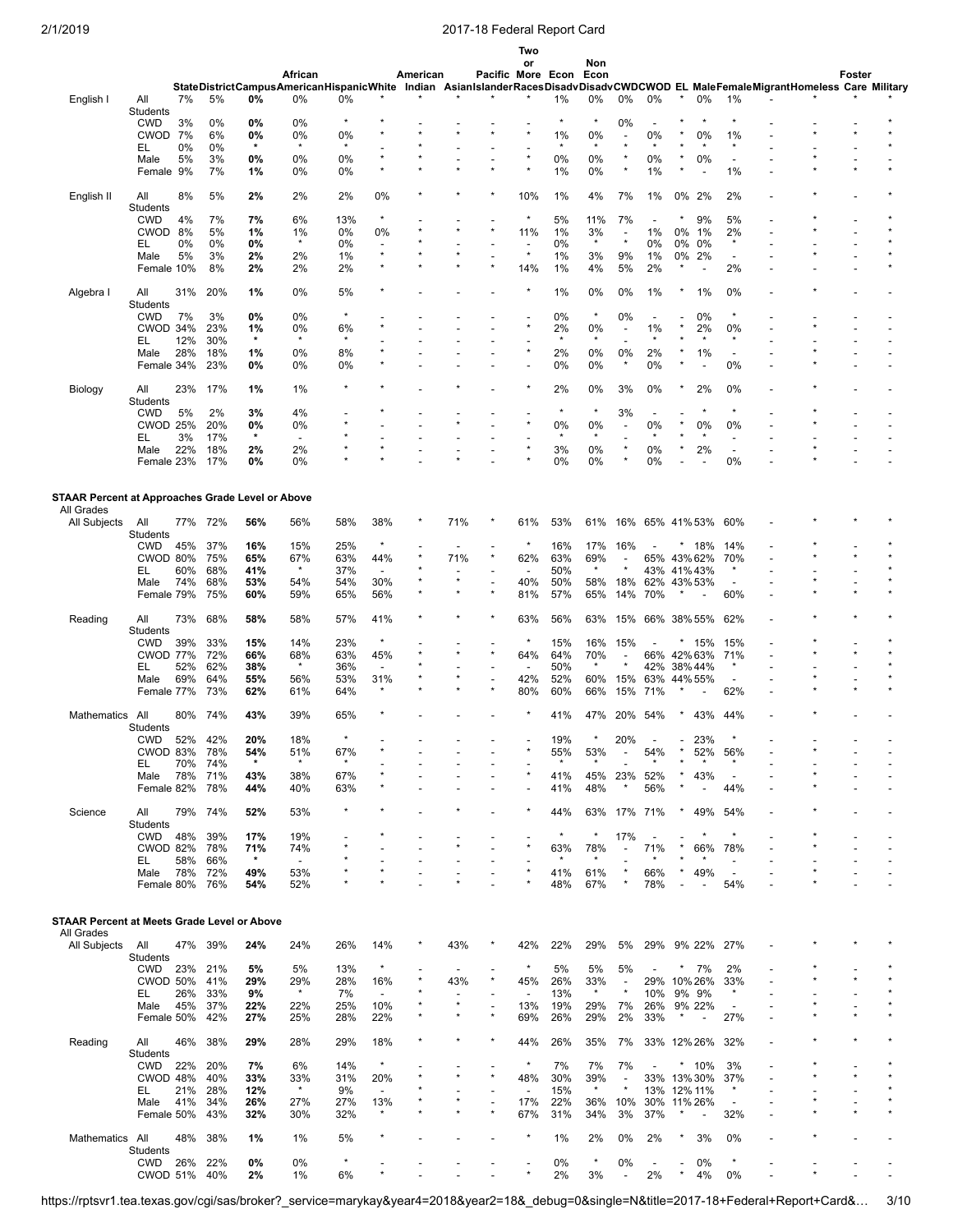| | | State | District | Campus | African American | Hispanic | White | American Indian | Asian | Pacific Islander | Two or More Races | Econ Disadv | Non Econ Disadv | CWD | CWOD | EL | Male | Female | Migrant | Homeless | Foster Care | Military |
|---|---|---|---|---|---|---|---|---|---|---|---|---|---|---|---|---|---|---|---|---|---|---|
| English I | All Students | 7% | 5% | **0%** | 0% | 0% | * | * | * | * | * | 1% | 0% | 0% | 0% | * | 0% | 1% | - | * | * | * |
| | CWD | 3% | 0% | **0%** | 0% | * | * | - | - | - | - | * | * | 0% | - | * | * | * | - | * | - | * |
| | CWOD | 7% | 6% | **0%** | 0% | 0% | * | * | * | * | * | 1% | 0% | - | 0% | * | 0% | 1% | - | * | * | * |
| | EL | 0% | 0% | * | * | * | - | * | - | - | - | * | * | * | * | * | * | * | - | - | - | * |
| | Male | 5% | 3% | **0%** | 0% | 0% | * | * | - | - | * | 0% | 0% | * | 0% | * | 0% | - | - | * | - | - |
| | Female | 9% | 7% | **1%** | 0% | 0% | * | * | * | * | * | 1% | 0% | * | 1% | * | - | 1% | - | * | * | * |
| English II | All Students | 8% | 5% | **2%** | 2% | 2% | 0% | * | * | * | 10% | 1% | 4% | 7% | 1% | 0% | 2% | 2% | - | * | - | * |
| | CWD | 4% | 7% | **7%** | 6% | 13% | * | - | - | - | * | 5% | 11% | 7% | - | * | 9% | 5% | - | * | - | * |
| | CWOD | 8% | 5% | **1%** | 1% | 0% | 0% | * | * | * | 11% | 1% | 3% | - | 1% | 0% | 1% | 2% | - | * | - | * |
| | EL | 0% | 0% | **0%** | * | 0% | - | * | - | - | - | 0% | * | * | 0% | 0% | 0% | * | - | - | - | * |
| | Male | 5% | 3% | **2%** | 2% | 1% | * | * | * | - | * | 1% | 3% | 9% | 1% | 0% | 2% | - | - | * | - | * |
| | Female | 10% | 8% | **2%** | 2% | 2% | * | * | * | * | 14% | 1% | 4% | 5% | 2% | * | - | 2% | - | - | - | * |
| Algebra I | All Students | 31% | 20% | **1%** | 0% | 5% | * | - | - | - | * | 1% | 0% | 0% | 1% | * | 1% | 0% | - | * | - | - |
| | CWD | 7% | 3% | **0%** | 0% | * | - | - | - | - | - | 0% | * | 0% | - | - | 0% | * | - | - | - | - |
| | CWOD | 34% | 23% | **1%** | 0% | 6% | * | - | - | - | * | 2% | 0% | - | 1% | * | 2% | 0% | - | * | - | - |
| | EL | 12% | 30% | * | * | * | - | - | - | - | - | * | * | - | * | * | * | * | - | - | - | - |
| | Male | 28% | 18% | **1%** | 0% | 8% | * | - | - | - | * | 2% | 0% | 0% | 2% | * | 1% | - | - | * | - | - |
| | Female | 34% | 23% | **0%** | 0% | 0% | * | - | - | - | - | 0% | 0% | * | 0% | * | - | 0% | - | * | - | - |
| Biology | All Students | 23% | 17% | **1%** | 1% | * | * | - | - | * | * | 2% | 0% | 3% | 0% | * | 2% | 0% | - | * | - | - |
| | CWD | 5% | 2% | **3%** | 4% | - | * | - | - | - | - | * | * | 3% | - | - | * | * | - | * | - | - |
| | CWOD | 25% | 20% | **0%** | 0% | * | - | - | * | - | * | 0% | 0% | - | 0% | * | 0% | 0% | - | * | - | - |
| | EL | 3% | 17% | * | - | * | - | - | - | - | - | * | * | - | * | * | * | - | - | - | - | - |
| | Male | 22% | 18% | **2%** | 2% | * | * | - | - | - | * | 3% | 0% | * | 0% | * | 2% | - | - | * | - | - |
| | Female | 23% | 17% | **0%** | 0% | * | * | - | * | - | * | 0% | 0% | * | 0% | - | - | 0% | - | * | - | - |

**STAAR Percent at Approaches Grade Level or Above**

All Grades

| | | State | District | Campus | African American | Hispanic | White | American Indian | Asian | Pacific Islander | Two or More Races | Econ Disadv | Non Econ Disadv | CWD | CWOD | EL | Male | Female | Migrant | Homeless | Foster Care | Military |
|---|---|---|---|---|---|---|---|---|---|---|---|---|---|---|---|---|---|---|---|---|---|---|
| All Subjects | All Students | 77% | 72% | **56%** | 56% | 58% | 38% | * | 71% | * | 61% | 53% | 61% | 16% | 65% | 41% | 53% | 60% | - | * | * | * |
| | CWD | 45% | 37% | **16%** | 15% | 25% | * | - | - | - | * | 16% | 17% | 16% | - | * | 18% | 14% | - | * | - | * |
| | CWOD | 80% | 75% | **65%** | 67% | 63% | 44% | * | 71% | * | 62% | 63% | 69% | - | 65% | 43% | 62% | 70% | - | * | * | * |
| | EL | 60% | 68% | **41%** | * | 37% | - | * | - | - | - | 50% | * | * | 43% | 41% | 43% | * | - | - | - | * |
| | Male | 74% | 68% | **53%** | 54% | 54% | 30% | * | * | - | 40% | 50% | 58% | 18% | 62% | 43% | 53% | - | - | * | - | * |
| | Female | 79% | 75% | **60%** | 59% | 65% | 56% | * | * | * | 81% | 57% | 65% | 14% | 70% | * | - | 60% | - | * | * | * |
| Reading | All Students | 73% | 68% | **58%** | 58% | 57% | 41% | * | * | * | 63% | 56% | 63% | 15% | 66% | 38% | 55% | 62% | - | * | * | * |
| | CWD | 39% | 33% | **15%** | 14% | 23% | * | - | - | - | * | 15% | 16% | 15% | - | * | 15% | 15% | - | * | - | * |
| | CWOD | 77% | 72% | **66%** | 68% | 63% | 45% | * | * | * | 64% | 64% | 70% | - | 66% | 42% | 63% | 71% | - | * | * | * |
| | EL | 52% | 62% | **38%** | * | 36% | - | * | - | - | - | 50% | * | * | 42% | 38% | 44% | * | - | - | - | * |
| | Male | 69% | 64% | **55%** | 56% | 53% | 31% | * | * | - | 42% | 52% | 60% | 15% | 63% | 44% | 55% | - | - | * | - | * |
| | Female | 77% | 73% | **62%** | 61% | 64% | * | * | * | * | 80% | 60% | 66% | 15% | 71% | * | - | 62% | - | * | * | * |
| Mathematics | All Students | 80% | 74% | **43%** | 39% | 65% | * | - | - | - | * | 41% | 47% | 20% | 54% | * | 43% | 44% | - | * | - | - |
| | CWD | 52% | 42% | **20%** | 18% | * | - | - | - | - | - | 19% | * | 20% | - | - | 23% | * | - | - | - | - |
| | CWOD | 83% | 78% | **54%** | 51% | 67% | * | - | - | - | * | 55% | 53% | - | 54% | * | 52% | 56% | - | * | - | - |
| | EL | 70% | 74% | * | * | * | - | - | - | - | - | * | * | - | * | * | * | * | - | - | - | - |
| | Male | 78% | 71% | **43%** | 38% | 67% | * | - | - | - | * | 41% | 45% | 23% | 52% | * | 43% | - | - | * | - | - |
| | Female | 82% | 78% | **44%** | 40% | 63% | * | - | - | - | - | 41% | 48% | * | 56% | * | - | 44% | - | * | - | - |
| Science | All Students | 79% | 74% | **52%** | 53% | * | * | - | * | - | * | 44% | 63% | 17% | 71% | * | 49% | 54% | - | * | - | - |
| | CWD | 48% | 39% | **17%** | 19% | - | * | - | - | - | - | * | * | 17% | - | - | * | * | - | * | - | - |
| | CWOD | 82% | 78% | **71%** | 74% | * | - | - | * | - | * | 63% | 78% | - | 71% | * | 66% | 78% | - | * | - | - |
| | EL | 58% | 66% | * | - | * | - | - | - | - | - | * | * | - | * | * | * | - | - | - | - | - |
| | Male | 78% | 72% | **49%** | 53% | * | * | - | - | - | * | 41% | 61% | * | 66% | * | 49% | - | - | * | - | - |
| | Female | 80% | 76% | **54%** | 52% | * | * | - | * | - | * | 48% | 67% | * | 78% | - | - | 54% | - | * | - | - |

**STAAR Percent at Meets Grade Level or Above**

All Grades

| | | State | District | Campus | African American | Hispanic | White | American Indian | Asian | Pacific Islander | Two or More Races | Econ Disadv | Non Econ Disadv | CWD | CWOD | EL | Male | Female | Migrant | Homeless | Foster Care | Military |
|---|---|---|---|---|---|---|---|---|---|---|---|---|---|---|---|---|---|---|---|---|---|---|
| All Subjects | All Students | 47% | 39% | **24%** | 24% | 26% | 14% | * | 43% | * | 42% | 22% | 29% | 5% | 29% | 9% | 22% | 27% | - | * | * | * |
| | CWD | 23% | 21% | **5%** | 5% | 13% | * | - | - | - | * | 5% | 5% | 5% | - | * | 7% | 2% | - | * | - | * |
| | CWOD | 50% | 41% | **29%** | 29% | 28% | 16% | * | 43% | * | 45% | 26% | 33% | - | 29% | 10% | 26% | 33% | - | * | * | * |
| | EL | 26% | 33% | **9%** | * | 7% | - | * | - | - | - | 13% | * | * | 10% | 9% | 9% | * | - | - | - | * |
| | Male | 45% | 37% | **22%** | 22% | 25% | 10% | * | * | - | 13% | 19% | 29% | 7% | 26% | 9% | 22% | - | - | * | - | * |
| | Female | 50% | 42% | **27%** | 25% | 28% | 22% | * | * | * | 69% | 26% | 29% | 2% | 33% | * | - | 27% | - | * | * | * |
| Reading | All Students | 46% | 38% | **29%** | 28% | 29% | 18% | * | * | * | 44% | 26% | 35% | 7% | 33% | 12% | 26% | 32% | - | * | * | * |
| | CWD | 22% | 20% | **7%** | 6% | 14% | * | - | - | - | * | 7% | 7% | 7% | - | * | 10% | 3% | - | * | - | * |
| | CWOD | 48% | 40% | **33%** | 33% | 31% | 20% | * | * | * | 48% | 30% | 39% | - | 33% | 13% | 30% | 37% | - | * | * | * |
| | EL | 21% | 28% | **12%** | * | 9% | - | * | - | - | - | 15% | * | * | 13% | 12% | 11% | * | - | - | - | * |
| | Male | 41% | 34% | **26%** | 27% | 27% | 13% | * | * | - | 17% | 22% | 36% | 10% | 30% | 11% | 26% | - | - | * | - | * |
| | Female | 50% | 43% | **32%** | 30% | 32% | * | * | * | * | 67% | 31% | 34% | 3% | 37% | * | - | 32% | - | * | * | * |
| Mathematics | All Students | 48% | 38% | **1%** | 1% | 5% | * | - | - | - | * | 1% | 2% | 0% | 2% | * | 3% | 0% | - | * | - | - |
| | CWD | 26% | 22% | **0%** | 0% | * | - | - | - | - | - | 0% | * | 0% | - | - | 0% | * | - | - | - | - |
| | CWOD | 51% | 40% | **2%** | 1% | 6% | * | - | - | - | * | 2% | 3% | - | 2% | * | 4% | 0% | - | * | - | - |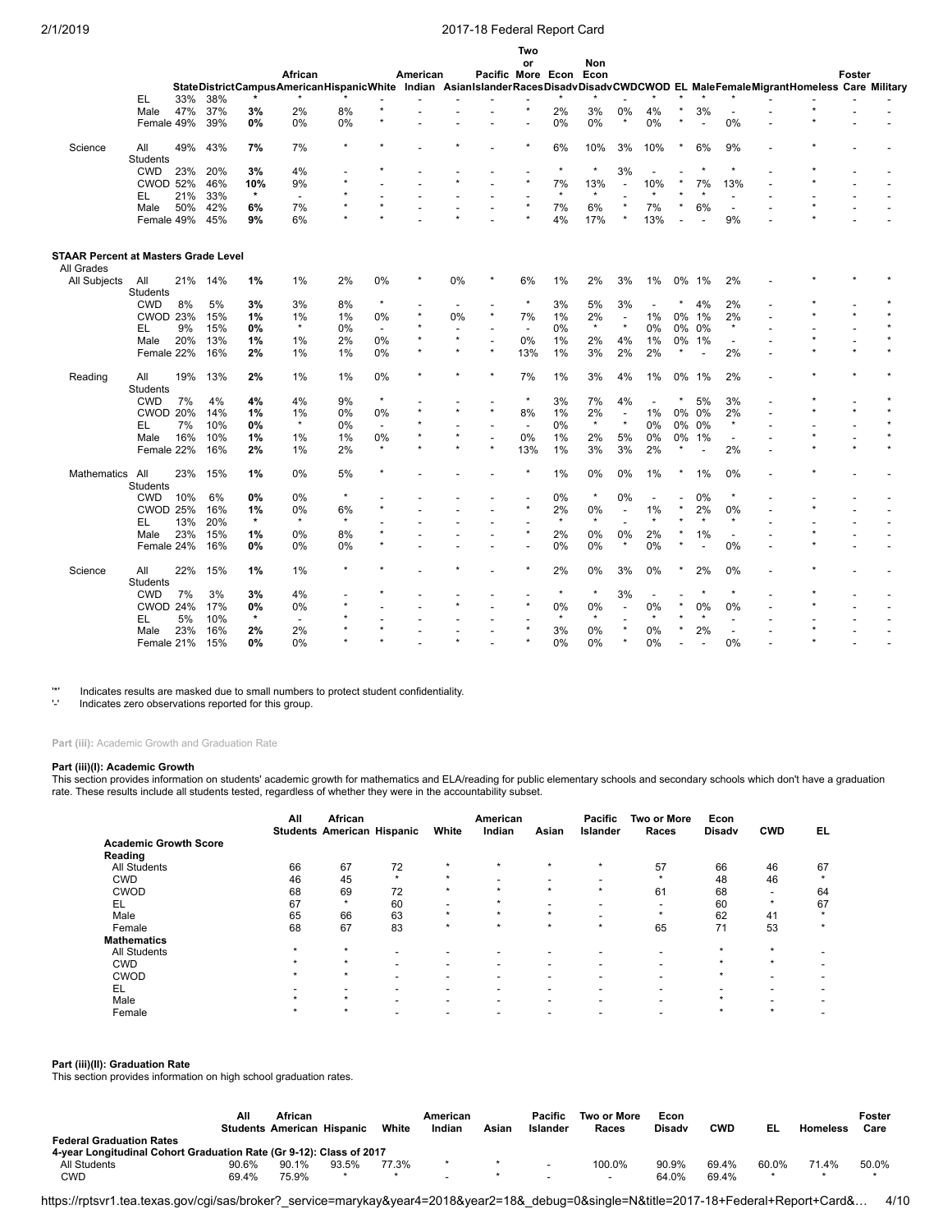| | | State | District | Campus | African American | Hispanic | White | American Indian | Asian | Pacific Islander | Two or More Races | Econ Disadv | Non Econ Disadv | CWD | CWOD | EL | Male | Female | Migrant | Homeless | Foster Care | Military |
|---|---|---|---|---|---|---|---|---|---|---|---|---|---|---|---|---|---|---|---|---|---|---|
| | EL | 33% | 38% | * | * | * | - | - | - | - | - | * | * | - | * | * | * | * | - | - | - | - |
| | Male | 47% | 37% | 3% | 2% | 8% | * | - | - | - | * | 2% | 3% | 0% | 4% | * | 3% | - | - | * | - | - |
| | Female | 49% | 39% | 0% | 0% | 0% | * | - | - | - | - | 0% | 0% | * | 0% | * | - | 0% | - | * | - | - |
| Science | All Students | 49% | 43% | 7% | 7% | * | * | - | * | - | * | 6% | 10% | 3% | 10% | * | 6% | 9% | - | * | - | - |
| | CWD | 23% | 20% | 3% | 4% | - | * | - | - | - | - | * | * | 3% | - | - | * | * | - | * | - | - |
| | CWOD | 52% | 46% | 10% | 9% | * | - | - | * | - | * | 7% | 13% | - | 10% | * | 7% | 13% | - | * | - | - |
| | EL | 21% | 33% | * | - | * | - | - | - | - | - | * | * | - | * | * | * | - | - | - | - | - |
| | Male | 50% | 42% | 6% | 7% | * | * | - | - | - | * | 7% | 6% | * | 7% | * | 6% | - | - | * | - | - |
| | Female | 49% | 45% | 9% | 6% | * | * | - | * | - | * | 4% | 17% | * | 13% | - | - | 9% | - | * | - | - |
| **STAAR Percent at Masters Grade Level** | | | | | | | | | | | | | | | | | | | | | | |
| All Grades | | | | | | | | | | | | | | | | | | | | | | |
| All Subjects | All Students | 21% | 14% | 1% | 1% | 2% | 0% | * | 0% | * | 6% | 1% | 2% | 3% | 1% | 0% | 1% | 2% | - | * | * | * |
| | CWD | 8% | 5% | 3% | 3% | 8% | * | - | - | - | * | 3% | 5% | 3% | - | * | 4% | 2% | - | * | - | * |
| | CWOD | 23% | 15% | 1% | 1% | 1% | 0% | * | 0% | * | 7% | 1% | 2% | - | 1% | 0% | 1% | 2% | - | * | * | * |
| | EL | 9% | 15% | 0% | * | 0% | - | * | - | - | - | 0% | * | * | 0% | 0% | 0% | * | - | - | - | * |
| | Male | 20% | 13% | 1% | 1% | 2% | 0% | * | * | - | 0% | 1% | 2% | 4% | 1% | 0% | 1% | - | - | * | - | * |
| | Female | 22% | 16% | 2% | 1% | 1% | 0% | * | * | * | 13% | 1% | 3% | 2% | 2% | * | - | 2% | - | * | * | * |
| Reading | All Students | 19% | 13% | 2% | 1% | 1% | 0% | * | * | * | 7% | 1% | 3% | 4% | 1% | 0% | 1% | 2% | - | * | * | * |
| | CWD | 7% | 4% | 4% | 4% | 9% | * | - | - | - | * | 3% | 7% | 4% | - | * | 5% | 3% | - | * | - | * |
| | CWOD | 20% | 14% | 1% | 1% | 0% | 0% | * | * | * | 8% | 1% | 2% | - | 1% | 0% | 0% | 2% | - | * | * | * |
| | EL | 7% | 10% | 0% | * | 0% | - | * | - | - | - | 0% | * | * | 0% | 0% | 0% | * | - | - | - | * |
| | Male | 16% | 10% | 1% | 1% | 1% | 0% | * | * | - | 0% | 1% | 2% | 5% | 0% | 0% | 1% | - | - | * | - | * |
| | Female | 22% | 16% | 2% | 1% | 2% | * | * | * | * | 13% | 1% | 3% | 3% | 2% | * | - | 2% | - | * | * | * |
| Mathematics | All Students | 23% | 15% | 1% | 0% | 5% | * | - | - | - | * | 1% | 0% | 0% | 1% | * | 1% | 0% | - | * | - | - |
| | CWD | 10% | 6% | 0% | 0% | * | - | - | - | - | - | 0% | * | 0% | - | - | 0% | * | - | - | - | - |
| | CWOD | 25% | 16% | 1% | 0% | 6% | * | - | - | - | * | 2% | 0% | - | 1% | * | 2% | 0% | - | * | - | - |
| | EL | 13% | 20% | * | * | * | - | - | - | - | - | * | * | - | * | * | * | * | - | - | - | - |
| | Male | 23% | 15% | 1% | 0% | 8% | * | - | - | - | * | 2% | 0% | 0% | 2% | * | 1% | - | - | * | - | - |
| | Female | 24% | 16% | 0% | 0% | 0% | * | - | - | - | - | 0% | 0% | * | 0% | * | - | 0% | - | * | - | - |
| Science | All Students | 22% | 15% | 1% | 1% | * | * | - | * | - | * | 2% | 0% | 3% | 0% | * | 2% | 0% | - | * | - | - |
| | CWD | 7% | 3% | 3% | 4% | - | * | - | - | - | - | * | * | 3% | - | - | * | * | - | * | - | - |
| | CWOD | 24% | 17% | 0% | 0% | * | - | - | * | - | * | 0% | 0% | - | 0% | * | 0% | 0% | - | * | - | - |
| | EL | 5% | 10% | * | - | * | - | - | - | - | - | * | * | - | * | * | * | - | - | - | - | - |
| | Male | 23% | 16% | 2% | 2% | * | * | - | - | - | * | 3% | 0% | * | 0% | * | 2% | - | - | * | - | - |
| | Female | 21% | 15% | 0% | 0% | * | * | - | * | - | * | 0% | 0% | * | 0% | - | - | 0% | - | * | - | - |

'*' Indicates results are masked due to small numbers to protect student confidentiality.
'-' Indicates zero observations reported for this group.

**Part (iii):** Academic Growth and Graduation Rate

**Part (iii)(I): Academic Growth**

This section provides information on students' academic growth for mathematics and ELA/reading for public elementary schools and secondary schools which don't have a graduation rate. These results include all students tested, regardless of whether they were in the accountability subset.

| | All Students | African American | Hispanic | White | American Indian | Asian | Pacific Islander | Two or More Races | Econ Disadv | CWD | EL |
|---|---|---|---|---|---|---|---|---|---|---|---|
| **Academic Growth Score** | | | | | | | | | | | |
| **Reading** | | | | | | | | | | | |
| All Students | 66 | 67 | 72 | * | * | * | * | 57 | 66 | 46 | 67 |
| CWD | 46 | 45 | * | * | - | - | - | * | 48 | 46 | * |
| CWOD | 68 | 69 | 72 | * | * | * | * | 61 | 68 | - | 64 |
| EL | 67 | * | 60 | - | * | - | - | - | 60 | * | 67 |
| Male | 65 | 66 | 63 | * | * | * | - | * | 62 | 41 | * |
| Female | 68 | 67 | 83 | * | * | * | * | 65 | 71 | 53 | * |
| **Mathematics** | | | | | | | | | | | |
| All Students | * | * | - | - | - | - | - | - | * | * | - |
| CWD | * | * | - | - | - | - | - | - | * | * | - |
| CWOD | * | * | - | - | - | - | - | - | * | - | - |
| EL | - | - | - | - | - | - | - | - | - | - | - |
| Male | * | * | - | - | - | - | - | - | * | - | - |
| Female | * | * | - | - | - | - | - | - | * | * | - |

**Part (iii)(II): Graduation Rate**

This section provides information on high school graduation rates.

| | All Students | African American | Hispanic | White | American Indian | Asian | Pacific Islander | Two or More Races | Econ Disadv | CWD | EL | Homeless | Foster Care |
|---|---|---|---|---|---|---|---|---|---|---|---|---|---|
| **Federal Graduation Rates** | | | | | | | | | | | | | |
| 4-year Longitudinal Cohort Graduation Rate (Gr 9-12): Class of 2017 | | | | | | | | | | | | | |
| All Students | 90.6% | 90.1% | 93.5% | 77.3% | * | * | - | 100.0% | 90.9% | 69.4% | 60.0% | 71.4% | 50.0% |
| CWD | 69.4% | 75.9% | * | * | - | * | - | - | 64.0% | 69.4% | * | * | * |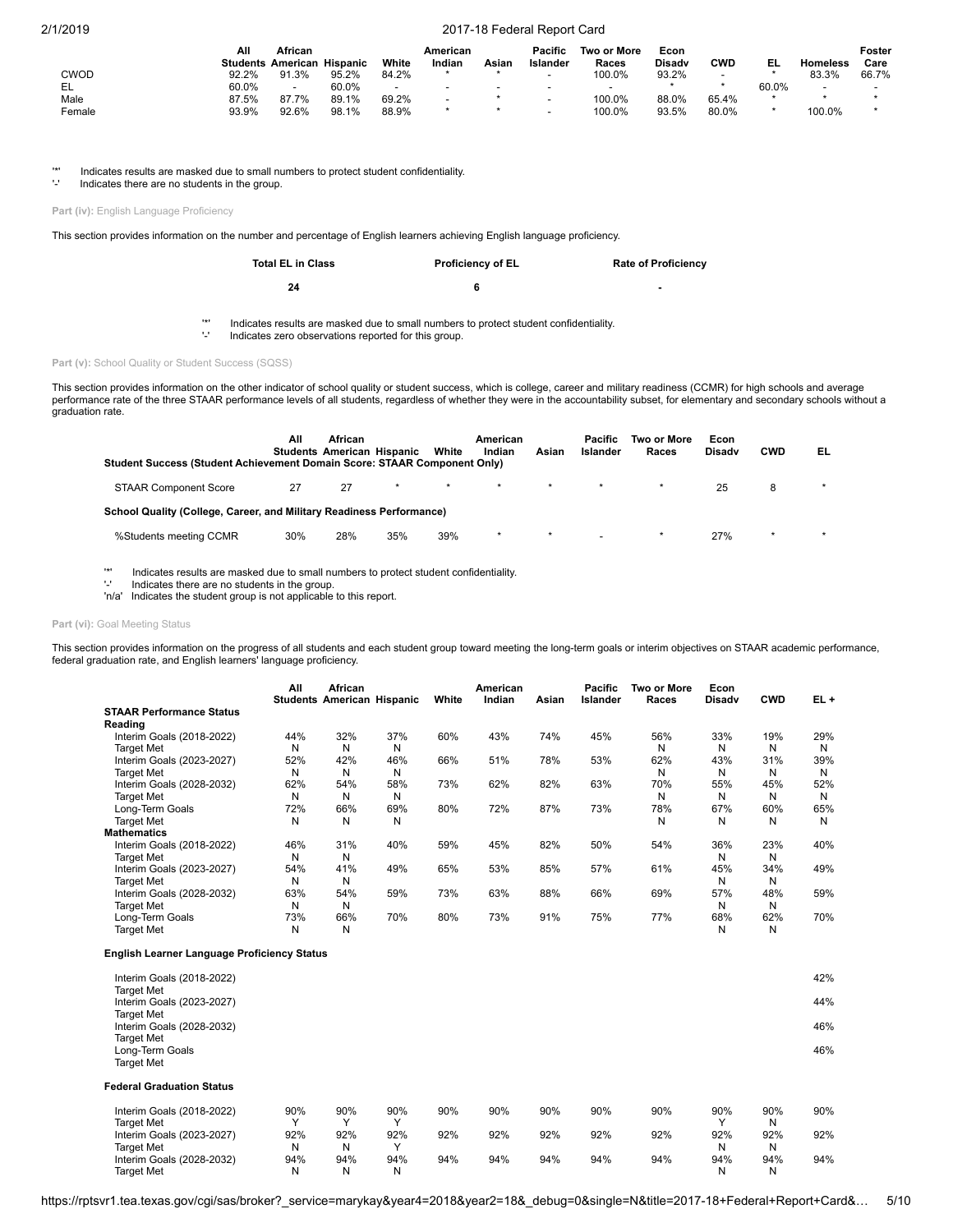|  | All Students | African American | Hispanic | White | American Indian | Asian | Pacific Islander | Two or More Races | Econ Disadv | CWD | EL | Homeless | Foster Care |
|---|---|---|---|---|---|---|---|---|---|---|---|---|---|
| CWOD | 92.2% | 91.3% | 95.2% | 84.2% | * | * | - | 100.0% | 93.2% | - | * | 83.3% | 66.7% |
| EL | 60.0% | - | 60.0% | - | - | - | - | - | * | * | 60.0% | - | - |
| Male | 87.5% | 87.7% | 89.1% | 69.2% | - | * | - | 100.0% | 88.0% | 65.4% | * | * | * |
| Female | 93.9% | 92.6% | 98.1% | 88.9% | * | * | - | 100.0% | 93.5% | 80.0% | * | 100.0% | * |

'*' Indicates results are masked due to small numbers to protect student confidentiality.
'-' Indicates there are no students in the group.

**Part (iv):** English Language Proficiency

This section provides information on the number and percentage of English learners achieving English language proficiency.

| Total EL in Class | Proficiency of EL | Rate of Proficiency |
|---|---|---|
| 24 | 6 | - |

'*' Indicates results are masked due to small numbers to protect student confidentiality.
'-' Indicates zero observations reported for this group.

**Part (v):** School Quality or Student Success (SQSS)

This section provides information on the other indicator of school quality or student success, which is college, career and military readiness (CCMR) for high schools and average performance rate of the three STAAR performance levels of all students, regardless of whether they were in the accountability subset, for elementary and secondary schools without a graduation rate.

|  | All Students | African American | Hispanic | White | American Indian | Asian | Pacific Islander | Two or More Races | Econ Disadv | CWD | EL |
|---|---|---|---|---|---|---|---|---|---|---|---|
| **Student Success (Student Achievement Domain Score: STAAR Component Only)** | | | | | | | | | | | |
| STAAR Component Score | 27 | 27 | * | * | * | * | * | * | 25 | 8 | * |
| **School Quality (College, Career, and Military Readiness Performance)** | | | | | | | | | | | |
| %Students meeting CCMR | 30% | 28% | 35% | 39% | * | * | - | * | 27% | * | * |

'*' Indicates results are masked due to small numbers to protect student confidentiality.
'-' Indicates there are no students in the group.
'n/a' Indicates the student group is not applicable to this report.

**Part (vi):** Goal Meeting Status

This section provides information on the progress of all students and each student group toward meeting the long-term goals or interim objectives on STAAR academic performance, federal graduation rate, and English learners' language proficiency.

|  | All Students | African American | Hispanic | White | American Indian | Asian | Pacific Islander | Two or More Races | Econ Disadv | CWD | EL + |
|---|---|---|---|---|---|---|---|---|---|---|---|
| **STAAR Performance Status** | | | | | | | | | | | |
| **Reading** | | | | | | | | | | | |
| Interim Goals (2018-2022) | 44% | 32% | 37% | 60% | 43% | 74% | 45% | 56% | 33% | 19% | 29% |
| Target Met | N | N | N | | | | | N | N | N | N |
| Interim Goals (2023-2027) | 52% | 42% | 46% | 66% | 51% | 78% | 53% | 62% | 43% | 31% | 39% |
| Target Met | N | N | N | | | | | N | N | N | N |
| Interim Goals (2028-2032) | 62% | 54% | 58% | 73% | 62% | 82% | 63% | 70% | 55% | 45% | 52% |
| Target Met | N | N | N | | | | | N | N | N | N |
| Long-Term Goals | 72% | 66% | 69% | 80% | 72% | 87% | 73% | 78% | 67% | 60% | 65% |
| Target Met | N | N | N | | | | | N | N | N | N |
| **Mathematics** | | | | | | | | | | | |
| Interim Goals (2018-2022) | 46% | 31% | 40% | 59% | 45% | 82% | 50% | 54% | 36% | 23% | 40% |
| Target Met | N | N | | | | | | | N | N | |
| Interim Goals (2023-2027) | 54% | 41% | 49% | 65% | 53% | 85% | 57% | 61% | 45% | 34% | 49% |
| Target Met | N | N | | | | | | | N | N | |
| Interim Goals (2028-2032) | 63% | 54% | 59% | 73% | 63% | 88% | 66% | 69% | 57% | 48% | 59% |
| Target Met | N | N | | | | | | | N | N | |
| Long-Term Goals | 73% | 66% | 70% | 80% | 73% | 91% | 75% | 77% | 68% | 62% | 70% |
| Target Met | N | N | | | | | | | N | N | |
| **English Learner Language Proficiency Status** | | | | | | | | | | | |
| Interim Goals (2018-2022) | | | | | | | | | | | 42% |
| Target Met | | | | | | | | | | | |
| Interim Goals (2023-2027) | | | | | | | | | | | 44% |
| Target Met | | | | | | | | | | | |
| Interim Goals (2028-2032) | | | | | | | | | | | 46% |
| Target Met | | | | | | | | | | | |
| Long-Term Goals | | | | | | | | | | | 46% |
| Target Met | | | | | | | | | | | |
| **Federal Graduation Status** | | | | | | | | | | | |
| Interim Goals (2018-2022) | 90% | 90% | 90% | 90% | 90% | 90% | 90% | 90% | 90% | 90% | 90% |
| Target Met | Y | Y | Y | | | | | | Y | N | |
| Interim Goals (2023-2027) | 92% | 92% | 92% | 92% | 92% | 92% | 92% | 92% | 92% | 92% | 92% |
| Target Met | N | N | Y | | | | | | N | N | |
| Interim Goals (2028-2032) | 94% | 94% | 94% | 94% | 94% | 94% | 94% | 94% | 94% | 94% | 94% |
| Target Met | N | N | N | | | | | | N | N | |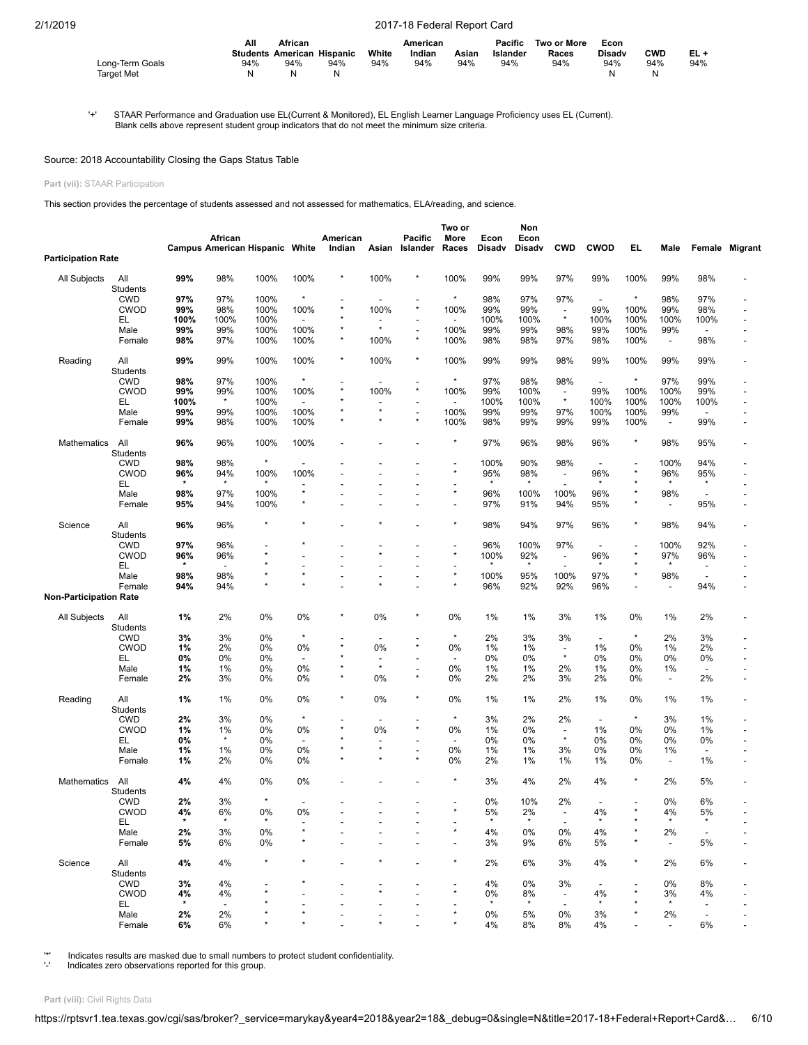| | All Students | African American | Hispanic | White | American Indian | Asian | Pacific Islander | Two or More Races | Econ Disadv | CWD | EL + |
|---|---|---|---|---|---|---|---|---|---|---|---|
| Long-Term Goals | 94% | 94% | 94% | 94% | 94% | 94% | 94% | 94% | 94% | 94% | 94% |
| Target Met | N | N | N | | | | | | N | N | |

'+' STAAR Performance and Graduation use EL(Current & Monitored), EL English Learner Language Proficiency uses EL (Current).
Blank cells above represent student group indicators that do not meet the minimum size criteria.

Source: 2018 Accountability Closing the Gaps Status Table

**Part (vii):** STAAR Participation

This section provides the percentage of students assessed and not assessed for mathematics, ELA/reading, and science.

| | | Campus | African American | Hispanic | White | American Indian | Asian | Pacific Islander | Two or More Races | Econ Disadv | Non Econ Disadv | CWD | CWOD | EL | Male | Female | Migrant |
|---|---|---|---|---|---|---|---|---|---|---|---|---|---|---|---|---|---|
| **Participation Rate** | | | | | | | | | | | | | | | | | |
| All Subjects | All Students | **99%** | 98% | 100% | 100% | * | 100% | * | 100% | 99% | 99% | 97% | 99% | 100% | 99% | 98% | - |
| | CWD | **97%** | 97% | 100% | * | - | - | - | * | 98% | 97% | 97% | - | * | 98% | 97% | - |
| | CWOD | **99%** | 98% | 100% | 100% | * | 100% | * | 100% | 99% | 99% | - | 99% | 100% | 99% | 98% | - |
| | EL | **100%** | 100% | 100% | - | * | - | - | - | 100% | 100% | * | 100% | 100% | 100% | 100% | - |
| | Male | **99%** | 99% | 100% | 100% | * | * | - | 100% | 99% | 99% | 98% | 99% | 100% | 99% | - | - |
| | Female | **98%** | 97% | 100% | 100% | * | 100% | * | 100% | 98% | 98% | 97% | 98% | 100% | - | 98% | - |
| Reading | All Students | **99%** | 99% | 100% | 100% | * | 100% | * | 100% | 99% | 99% | 98% | 99% | 100% | 99% | 99% | - |
| | CWD | **98%** | 97% | 100% | * | - | - | - | * | 97% | 98% | 98% | - | * | 97% | 99% | - |
| | CWOD | **99%** | 99% | 100% | 100% | * | 100% | * | 100% | 99% | 100% | - | 99% | 100% | 100% | 99% | - |
| | EL | **100%** | * | 100% | - | * | - | - | - | 100% | 100% | * | 100% | 100% | 100% | 100% | - |
| | Male | **99%** | 99% | 100% | 100% | * | * | - | 100% | 99% | 99% | 97% | 100% | 100% | 99% | - | - |
| | Female | **99%** | 98% | 100% | 100% | * | * | * | 100% | 98% | 99% | 99% | 99% | 100% | - | 99% | - |
| Mathematics | All Students | **96%** | 96% | 100% | 100% | - | - | - | * | 97% | 96% | 98% | 96% | * | 98% | 95% | - |
| | CWD | **98%** | 98% | * | - | - | - | - | - | 100% | 90% | 98% | - | - | 100% | 94% | - |
| | CWOD | **96%** | 94% | 100% | 100% | - | - | - | * | 95% | 98% | - | 96% | * | 96% | 95% | - |
| | EL | * | * | * | - | - | - | - | - | * | * | - | * | * | * | * | - |
| | Male | **98%** | 97% | 100% | * | - | - | - | * | 96% | 100% | 100% | 96% | * | 98% | - | - |
| | Female | **95%** | 94% | 100% | * | - | - | - | - | 97% | 91% | 94% | 95% | * | - | 95% | - |
| Science | All Students | **96%** | 96% | * | * | - | * | - | * | 98% | 94% | 97% | 96% | * | 98% | 94% | - |
| | CWD | **97%** | 96% | - | * | - | - | - | - | 96% | 100% | 97% | - | - | 100% | 92% | - |
| | CWOD | **96%** | 96% | * | - | - | * | - | * | 100% | 92% | - | 96% | * | 97% | 96% | - |
| | EL | * | - | * | - | - | - | - | - | * | * | - | * | * | * | - | - |
| | Male | **98%** | 98% | * | * | - | - | - | * | 100% | 95% | 100% | 97% | * | 98% | - | - |
| | Female | **94%** | 94% | * | * | - | * | - | * | 96% | 92% | 92% | 96% | - | - | 94% | - |
| **Non-Participation Rate** | | | | | | | | | | | | | | | | | |
| All Subjects | All Students | **1%** | 2% | 0% | 0% | * | 0% | * | 0% | 1% | 1% | 3% | 1% | 0% | 1% | 2% | - |
| | CWD | **3%** | 3% | 0% | * | - | - | - | * | 2% | 3% | 3% | - | * | 2% | 3% | - |
| | CWOD | **1%** | 2% | 0% | 0% | * | 0% | * | 0% | 1% | 1% | - | 1% | 0% | 1% | 2% | - |
| | EL | **0%** | 0% | 0% | - | * | - | - | - | 0% | 0% | * | 0% | 0% | 0% | 0% | - |
| | Male | **1%** | 1% | 0% | 0% | * | * | - | 0% | 1% | 1% | 2% | 1% | 0% | 1% | - | - |
| | Female | **2%** | 3% | 0% | 0% | * | 0% | * | 0% | 2% | 2% | 3% | 2% | 0% | - | 2% | - |
| Reading | All Students | **1%** | 1% | 0% | 0% | * | 0% | * | 0% | 1% | 1% | 2% | 1% | 0% | 1% | 1% | - |
| | CWD | **2%** | 3% | 0% | * | - | - | - | * | 3% | 2% | 2% | - | * | 3% | 1% | - |
| | CWOD | **1%** | 1% | 0% | 0% | * | 0% | * | 0% | 1% | 0% | - | 1% | 0% | 0% | 1% | - |
| | EL | **0%** | * | 0% | - | * | - | - | - | 0% | 0% | * | 0% | 0% | 0% | 0% | - |
| | Male | **1%** | 1% | 0% | 0% | * | * | - | 0% | 1% | 1% | 3% | 0% | 0% | 1% | - | - |
| | Female | **1%** | 2% | 0% | 0% | * | * | * | 0% | 2% | 1% | 1% | 1% | 0% | - | 1% | - |
| Mathematics | All Students | **4%** | 4% | 0% | 0% | - | - | - | * | 3% | 4% | 2% | 4% | * | 2% | 5% | - |
| | CWD | **2%** | 3% | * | - | - | - | - | - | 0% | 10% | 2% | - | - | 0% | 6% | - |
| | CWOD | **4%** | 6% | 0% | 0% | - | - | - | * | 5% | 2% | - | 4% | * | 4% | 5% | - |
| | EL | * | * | * | - | - | - | - | - | * | * | - | * | * | * | * | - |
| | Male | **2%** | 3% | 0% | * | - | - | - | * | 4% | 0% | 0% | 4% | * | 2% | - | - |
| | Female | **5%** | 6% | 0% | * | - | - | - | - | 3% | 9% | 6% | 5% | * | - | 5% | - |
| Science | All Students | **4%** | 4% | * | * | - | * | - | * | 2% | 6% | 3% | 4% | * | 2% | 6% | - |
| | CWD | **3%** | 4% | - | * | - | - | - | - | 4% | 0% | 3% | - | - | 0% | 8% | - |
| | CWOD | **4%** | 4% | * | - | - | * | - | * | 0% | 8% | - | 4% | * | 3% | 4% | - |
| | EL | * | - | * | - | - | - | - | - | * | * | - | * | * | * | - | - |
| | Male | **2%** | 2% | * | * | - | - | - | * | 0% | 5% | 0% | 3% | * | 2% | - | - |
| | Female | **6%** | 6% | * | * | - | * | - | * | 4% | 8% | 8% | 4% | - | - | 6% | - |

'*' Indicates results are masked due to small numbers to protect student confidentiality.
'-' Indicates zero observations reported for this group.

**Part (viii):** Civil Rights Data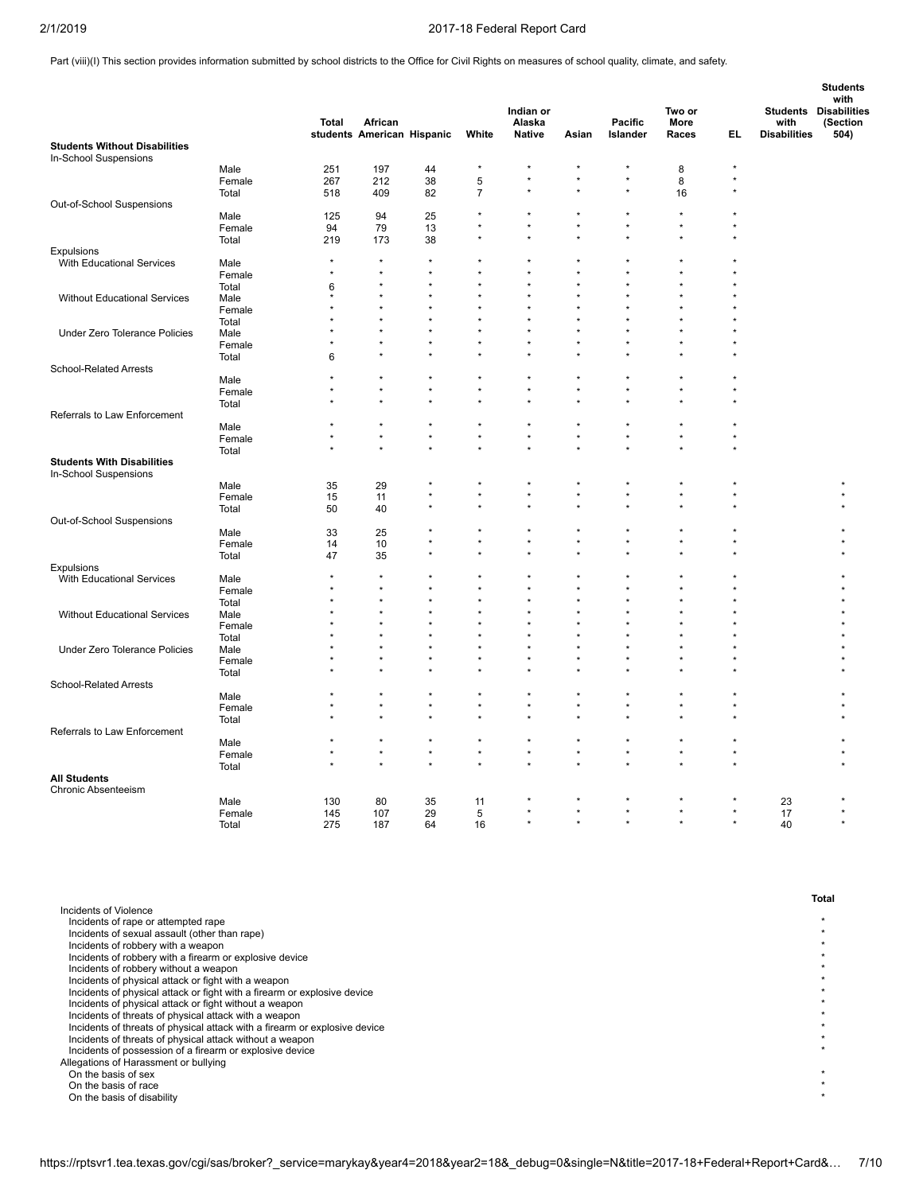Part (viii)(I) This section provides information submitted by school districts to the Office for Civil Rights on measures of school quality, climate, and safety.

| | | Total students | African American | Hispanic | White | Indian or Alaska Native | Asian | Pacific Islander | Two or More Races | EL | Students with Disabilities | Students with Disabilities (Section 504) |
|---|---|---|---|---|---|---|---|---|---|---|---|---|
| **Students Without Disabilities** | | | | | | | | | | | | |
| In-School Suspensions | | | | | | | | | | | | |
| | Male | 251 | 197 | 44 | * | * | * | * | 8 | * | | |
| | Female | 267 | 212 | 38 | 5 | * | * | * | 8 | * | | |
| | Total | 518 | 409 | 82 | 7 | * | * | * | 16 | * | | |
| Out-of-School Suspensions | | | | | | | | | | | | |
| | Male | 125 | 94 | 25 | * | * | * | * | * | * | | |
| | Female | 94 | 79 | 13 | * | * | * | * | * | * | | |
| | Total | 219 | 173 | 38 | * | * | * | * | * | * | | |
| Expulsions | | | | | | | | | | | | |
| With Educational Services | Male | * | * | * | * | * | * | * | * | * | | |
| | Female | * | * | * | * | * | * | * | * | * | | |
| | Total | 6 | * | * | * | * | * | * | * | * | | |
| Without Educational Services | Male | * | * | * | * | * | * | * | * | * | | |
| | Female | * | * | * | * | * | * | * | * | * | | |
| | Total | * | * | * | * | * | * | * | * | * | | |
| Under Zero Tolerance Policies | Male | * | * | * | * | * | * | * | * | * | | |
| | Female | * | * | * | * | * | * | * | * | * | | |
| | Total | 6 | * | * | * | * | * | * | * | * | | |
| School-Related Arrests | | | | | | | | | | | | |
| | Male | * | * | * | * | * | * | * | * | * | | |
| | Female | * | * | * | * | * | * | * | * | * | | |
| | Total | * | * | * | * | * | * | * | * | * | | |
| Referrals to Law Enforcement | | | | | | | | | | | | |
| | Male | * | * | * | * | * | * | * | * | * | | |
| | Female | * | * | * | * | * | * | * | * | * | | |
| | Total | * | * | * | * | * | * | * | * | * | | |
| **Students With Disabilities** | | | | | | | | | | | | |
| In-School Suspensions | | | | | | | | | | | | |
| | Male | 35 | 29 | * | * | * | * | * | * | * | | * |
| | Female | 15 | 11 | * | * | * | * | * | * | * | | * |
| | Total | 50 | 40 | * | * | * | * | * | * | * | | * |
| Out-of-School Suspensions | | | | | | | | | | | | |
| | Male | 33 | 25 | * | * | * | * | * | * | * | | * |
| | Female | 14 | 10 | * | * | * | * | * | * | * | | * |
| | Total | 47 | 35 | * | * | * | * | * | * | * | | * |
| Expulsions | | | | | | | | | | | | |
| With Educational Services | Male | * | * | * | * | * | * | * | * | * | | * |
| | Female | * | * | * | * | * | * | * | * | * | | * |
| | Total | * | * | * | * | * | * | * | * | * | | * |
| Without Educational Services | Male | * | * | * | * | * | * | * | * | * | | * |
| | Female | * | * | * | * | * | * | * | * | * | | * |
| | Total | * | * | * | * | * | * | * | * | * | | * |
| Under Zero Tolerance Policies | Male | * | * | * | * | * | * | * | * | * | | * |
| | Female | * | * | * | * | * | * | * | * | * | | * |
| | Total | * | * | * | * | * | * | * | * | * | | * |
| School-Related Arrests | | | | | | | | | | | | |
| | Male | * | * | * | * | * | * | * | * | * | | * |
| | Female | * | * | * | * | * | * | * | * | * | | * |
| | Total | * | * | * | * | * | * | * | * | * | | * |
| Referrals to Law Enforcement | | | | | | | | | | | | |
| | Male | * | * | * | * | * | * | * | * | * | | * |
| | Female | * | * | * | * | * | * | * | * | * | | * |
| | Total | * | * | * | * | * | * | * | * | * | | * |
| **All Students** | | | | | | | | | | | | |
| Chronic Absenteeism | | | | | | | | | | | | |
| | Male | 130 | 80 | 35 | 11 | * | * | * | * | * | 23 | * |
| | Female | 145 | 107 | 29 | 5 | * | * | * | * | * | 17 | * |
| | Total | 275 | 187 | 64 | 16 | * | * | * | * | * | 40 | * |

| | Total |
|---|---|
| Incidents of Violence | |
| Incidents of rape or attempted rape | * |
| Incidents of sexual assault (other than rape) | * |
| Incidents of robbery with a weapon | * |
| Incidents of robbery with a firearm or explosive device | * |
| Incidents of robbery without a weapon | * |
| Incidents of physical attack or fight with a weapon | * |
| Incidents of physical attack or fight with a firearm or explosive device | * |
| Incidents of physical attack or fight without a weapon | * |
| Incidents of threats of physical attack with a weapon | * |
| Incidents of threats of physical attack with a firearm or explosive device | * |
| Incidents of threats of physical attack without a weapon | * |
| Incidents of possession of a firearm or explosive device | * |
| Allegations of Harassment or bullying | |
| On the basis of sex | * |
| On the basis of race | * |
| On the basis of disability | * |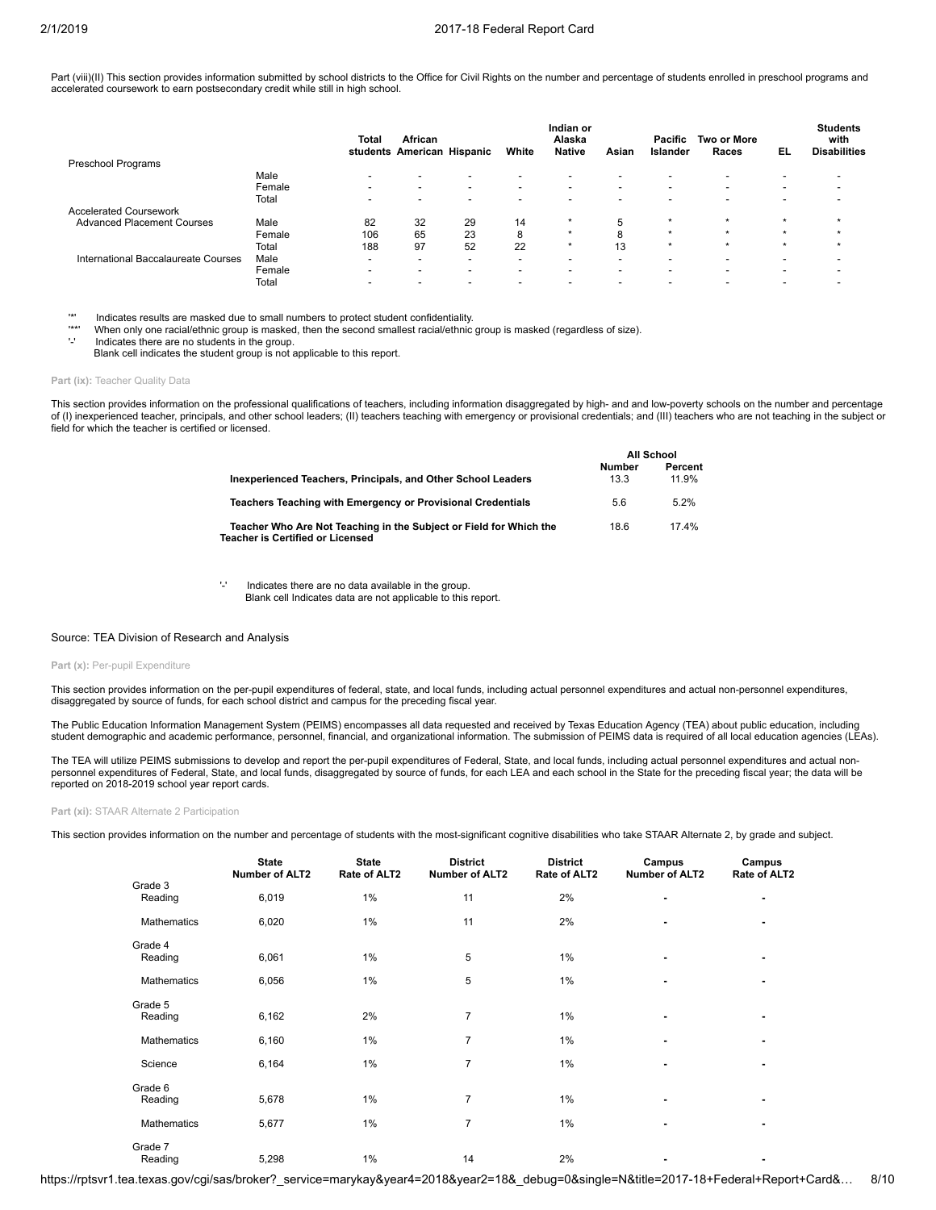Part (viii)(II) This section provides information submitted by school districts to the Office for Civil Rights on the number and percentage of students enrolled in preschool programs and accelerated coursework to earn postsecondary credit while still in high school.

| | | Total students | African American | Hispanic | White | Indian or Alaska Native | Asian | Pacific Islander | Two or More Races | EL | Students with Disabilities |
|---|---|---|---|---|---|---|---|---|---|---|---|
| Preschool Programs | | | | | | | | | | | |
| | Male | - | - | - | - | - | - | - | - | - | - |
| | Female | - | - | - | - | - | - | - | - | - | - |
| | Total | - | - | - | - | - | - | - | - | - | - |
| Accelerated Coursework | | | | | | | | | | | |
| Advanced Placement Courses | Male | 82 | 32 | 29 | 14 | * | 5 | * | * | * | * |
| | Female | 106 | 65 | 23 | 8 | * | 8 | * | * | * | * |
| | Total | 188 | 97 | 52 | 22 | * | 13 | * | * | * | * |
| International Baccalaureate Courses | Male | - | - | - | - | - | - | - | - | - | - |
| | Female | - | - | - | - | - | - | - | - | - | - |
| | Total | - | - | - | - | - | - | - | - | - | - |

'*' Indicates results are masked due to small numbers to protect student confidentiality.
'**' When only one racial/ethnic group is masked, then the second smallest racial/ethnic group is masked (regardless of size).
'-' Indicates there are no students in the group.
Blank cell indicates the student group is not applicable to this report.

**Part (ix):** Teacher Quality Data

This section provides information on the professional qualifications of teachers, including information disaggregated by high- and and low-poverty schools on the number and percentage of (I) inexperienced teacher, principals, and other school leaders; (II) teachers teaching with emergency or provisional credentials; and (III) teachers who are not teaching in the subject or field for which the teacher is certified or licensed.

| | All School | |
|---|---|---|
| | Number | Percent |
| **Inexperienced Teachers, Principals, and Other School Leaders** | 13.3 | 11.9% |
| **Teachers Teaching with Emergency or Provisional Credentials** | 5.6 | 5.2% |
| **Teacher Who Are Not Teaching in the Subject or Field for Which the Teacher is Certified or Licensed** | 18.6 | 17.4% |

'-' Indicates there are no data available in the group.
Blank cell Indicates data are not applicable to this report.

Source: TEA Division of Research and Analysis

**Part (x):** Per-pupil Expenditure

This section provides information on the per-pupil expenditures of federal, state, and local funds, including actual personnel expenditures and actual non-personnel expenditures, disaggregated by source of funds, for each school district and campus for the preceding fiscal year.

The Public Education Information Management System (PEIMS) encompasses all data requested and received by Texas Education Agency (TEA) about public education, including student demographic and academic performance, personnel, financial, and organizational information. The submission of PEIMS data is required of all local education agencies (LEAs).

The TEA will utilize PEIMS submissions to develop and report the per-pupil expenditures of Federal, State, and local funds, including actual personnel expenditures and actual non-personnel expenditures of Federal, State, and local funds, disaggregated by source of funds, for each LEA and each school in the State for the preceding fiscal year; the data will be reported on 2018-2019 school year report cards.

**Part (xi):** STAAR Alternate 2 Participation

This section provides information on the number and percentage of students with the most-significant cognitive disabilities who take STAAR Alternate 2, by grade and subject.

| | State Number of ALT2 | State Rate of ALT2 | District Number of ALT2 | District Rate of ALT2 | Campus Number of ALT2 | Campus Rate of ALT2 |
|---|---|---|---|---|---|---|
| Grade 3 | | | | | | |
| Reading | 6,019 | 1% | 11 | 2% | - | - |
| Mathematics | 6,020 | 1% | 11 | 2% | - | - |
| Grade 4 | | | | | | |
| Reading | 6,061 | 1% | 5 | 1% | - | - |
| Mathematics | 6,056 | 1% | 5 | 1% | - | - |
| Grade 5 | | | | | | |
| Reading | 6,162 | 2% | 7 | 1% | - | - |
| Mathematics | 6,160 | 1% | 7 | 1% | - | - |
| Science | 6,164 | 1% | 7 | 1% | - | - |
| Grade 6 | | | | | | |
| Reading | 5,678 | 1% | 7 | 1% | - | - |
| Mathematics | 5,677 | 1% | 7 | 1% | - | - |
| Grade 7 | | | | | | |
| Reading | 5,298 | 1% | 14 | 2% | - | - |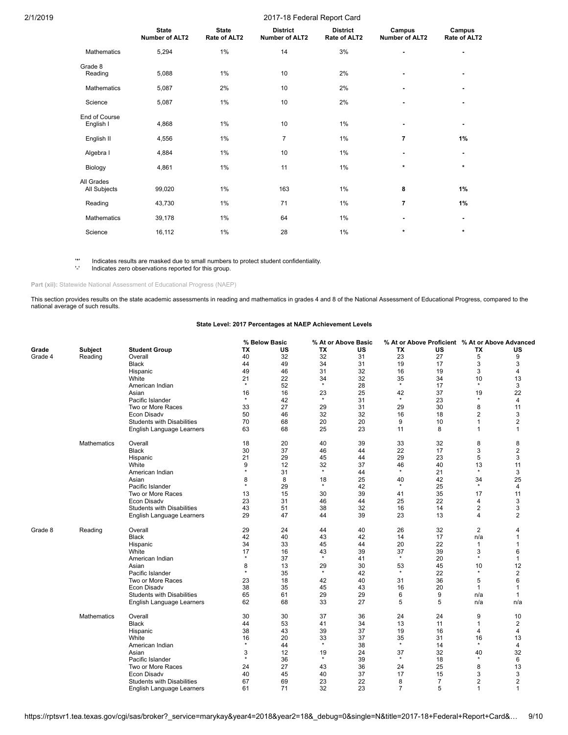| | State Number of ALT2 | State Rate of ALT2 | District Number of ALT2 | District Rate of ALT2 | Campus Number of ALT2 | Campus Rate of ALT2 |
|---|---|---|---|---|---|---|
| Mathematics | 5,294 | 1% | 14 | 3% | - | - |
| Grade 8 | | | | | | |
| Reading | 5,088 | 1% | 10 | 2% | - | - |
| Mathematics | 5,087 | 2% | 10 | 2% | - | - |
| Science | 5,087 | 1% | 10 | 2% | - | - |
| End of Course | | | | | | |
| English I | 4,868 | 1% | 10 | 1% | - | - |
| English II | 4,556 | 1% | 7 | 1% | **7** | **1%** |
| Algebra I | 4,884 | 1% | 10 | 1% | - | - |
| Biology | 4,861 | 1% | 11 | 1% | * | * |
| All Grades | | | | | | |
| All Subjects | 99,020 | 1% | 163 | 1% | **8** | **1%** |
| Reading | 43,730 | 1% | 71 | 1% | **7** | **1%** |
| Mathematics | 39,178 | 1% | 64 | 1% | - | - |
| Science | 16,112 | 1% | 28 | 1% | * | * |

'*' Indicates results are masked due to small numbers to protect student confidentiality.
'-' Indicates zero observations reported for this group.

**Part (xii):** Statewide National Assessment of Educational Progress (NAEP)

This section provides results on the state academic assessments in reading and mathematics in grades 4 and 8 of the National Assessment of Educational Progress, compared to the national average of such results.

**State Level: 2017 Percentages at NAEP Achievement Levels**

| | | | % Below Basic | | % At or Above Basic | | % At or Above Proficient | | % At or Above Advanced | |
|---|---|---|---|---|---|---|---|---|---|---|
| **Grade** | **Subject** | **Student Group** | **TX** | **US** | **TX** | **US** | **TX** | **US** | **TX** | **US** |
| Grade 4 | Reading | Overall | 40 | 32 | 32 | 31 | 23 | 27 | 5 | 9 |
| | | Black | 44 | 49 | 34 | 31 | 19 | 17 | 3 | 3 |
| | | Hispanic | 49 | 46 | 31 | 32 | 16 | 19 | 3 | 4 |
| | | White | 21 | 22 | 34 | 32 | 35 | 34 | 10 | 13 |
| | | American Indian | * | 52 | * | 28 | * | 17 | * | 3 |
| | | Asian | 16 | 16 | 23 | 25 | 42 | 37 | 19 | 22 |
| | | Pacific Islander | * | 42 | * | 31 | * | 23 | * | 4 |
| | | Two or More Races | 33 | 27 | 29 | 31 | 29 | 30 | 8 | 11 |
| | | Econ Disadv | 50 | 46 | 32 | 32 | 16 | 18 | 2 | 3 |
| | | Students with Disabilities | 70 | 68 | 20 | 20 | 9 | 10 | 1 | 2 |
| | | English Language Learners | 63 | 68 | 25 | 23 | 11 | 8 | 1 | 1 |
| | Mathematics | Overall | 18 | 20 | 40 | 39 | 33 | 32 | 8 | 8 |
| | | Black | 30 | 37 | 46 | 44 | 22 | 17 | 3 | 2 |
| | | Hispanic | 21 | 29 | 45 | 44 | 29 | 23 | 5 | 3 |
| | | White | 9 | 12 | 32 | 37 | 46 | 40 | 13 | 11 |
| | | American Indian | * | 31 | * | 44 | * | 21 | * | 3 |
| | | Asian | 8 | 8 | 18 | 25 | 40 | 42 | 34 | 25 |
| | | Pacific Islander | * | 29 | * | 42 | * | 25 | * | 4 |
| | | Two or More Races | 13 | 15 | 30 | 39 | 41 | 35 | 17 | 11 |
| | | Econ Disadv | 23 | 31 | 46 | 44 | 25 | 22 | 4 | 3 |
| | | Students with Disabilities | 43 | 51 | 38 | 32 | 16 | 14 | 2 | 3 |
| | | English Language Learners | 29 | 47 | 44 | 39 | 23 | 13 | 4 | 2 |
| Grade 8 | Reading | Overall | 29 | 24 | 44 | 40 | 26 | 32 | 2 | 4 |
| | | Black | 42 | 40 | 43 | 42 | 14 | 17 | n/a | 1 |
| | | Hispanic | 34 | 33 | 45 | 44 | 20 | 22 | 1 | 1 |
| | | White | 17 | 16 | 43 | 39 | 37 | 39 | 3 | 6 |
| | | American Indian | * | 37 | * | 41 | * | 20 | * | 1 |
| | | Asian | 8 | 13 | 29 | 30 | 53 | 45 | 10 | 12 |
| | | Pacific Islander | * | 35 | * | 42 | * | 22 | * | 2 |
| | | Two or More Races | 23 | 18 | 42 | 40 | 31 | 36 | 5 | 6 |
| | | Econ Disadv | 38 | 35 | 45 | 43 | 16 | 20 | 1 | 1 |
| | | Students with Disabilities | 65 | 61 | 29 | 29 | 6 | 9 | n/a | 1 |
| | | English Language Learners | 62 | 68 | 33 | 27 | 5 | 5 | n/a | n/a |
| | Mathematics | Overall | 30 | 30 | 37 | 36 | 24 | 24 | 9 | 10 |
| | | Black | 44 | 53 | 41 | 34 | 13 | 11 | 1 | 2 |
| | | Hispanic | 38 | 43 | 39 | 37 | 19 | 16 | 4 | 4 |
| | | White | 16 | 20 | 33 | 37 | 35 | 31 | 16 | 13 |
| | | American Indian | * | 44 | * | 38 | * | 14 | * | 4 |
| | | Asian | 3 | 12 | 19 | 24 | 37 | 32 | 40 | 32 |
| | | Pacific Islander | * | 36 | * | 39 | * | 18 | * | 6 |
| | | Two or More Races | 24 | 27 | 43 | 36 | 24 | 25 | 8 | 13 |
| | | Econ Disadv | 40 | 45 | 40 | 37 | 17 | 15 | 3 | 3 |
| | | Students with Disabilities | 67 | 69 | 23 | 22 | 8 | 7 | 2 | 2 |
| | | English Language Learners | 61 | 71 | 32 | 23 | 7 | 5 | 1 | 1 |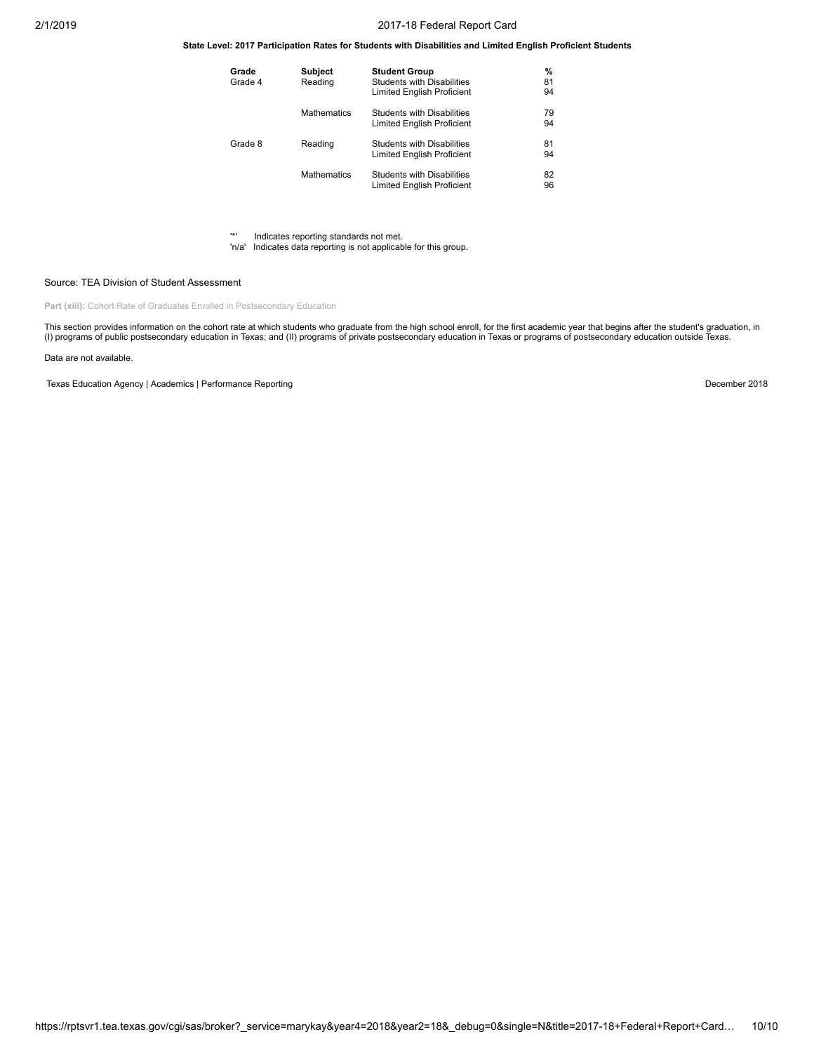### State Level: 2017 Participation Rates for Students with Disabilities and Limited English Proficient Students

| Grade | Subject | Student Group | % |
|---|---|---|---|
| Grade 4 | Reading | Students with Disabilities | 81 |
| | | Limited English Proficient | 94 |
| | Mathematics | Students with Disabilities | 79 |
| | | Limited English Proficient | 94 |
| Grade 8 | Reading | Students with Disabilities | 81 |
| | | Limited English Proficient | 94 |
| | Mathematics | Students with Disabilities | 82 |
| | | Limited English Proficient | 96 |

'*' Indicates reporting standards not met.
'n/a' Indicates data reporting is not applicable for this group.

Source: TEA Division of Student Assessment

**Part (xiii):** Cohort Rate of Graduates Enrolled in Postsecondary Education

This section provides information on the cohort rate at which students who graduate from the high school enroll, for the first academic year that begins after the student's graduation, in (I) programs of public postsecondary education in Texas; and (II) programs of private postsecondary education in Texas or programs of postsecondary education outside Texas.

Data are not available.

Texas Education Agency | Academics | Performance Reporting

December 2018